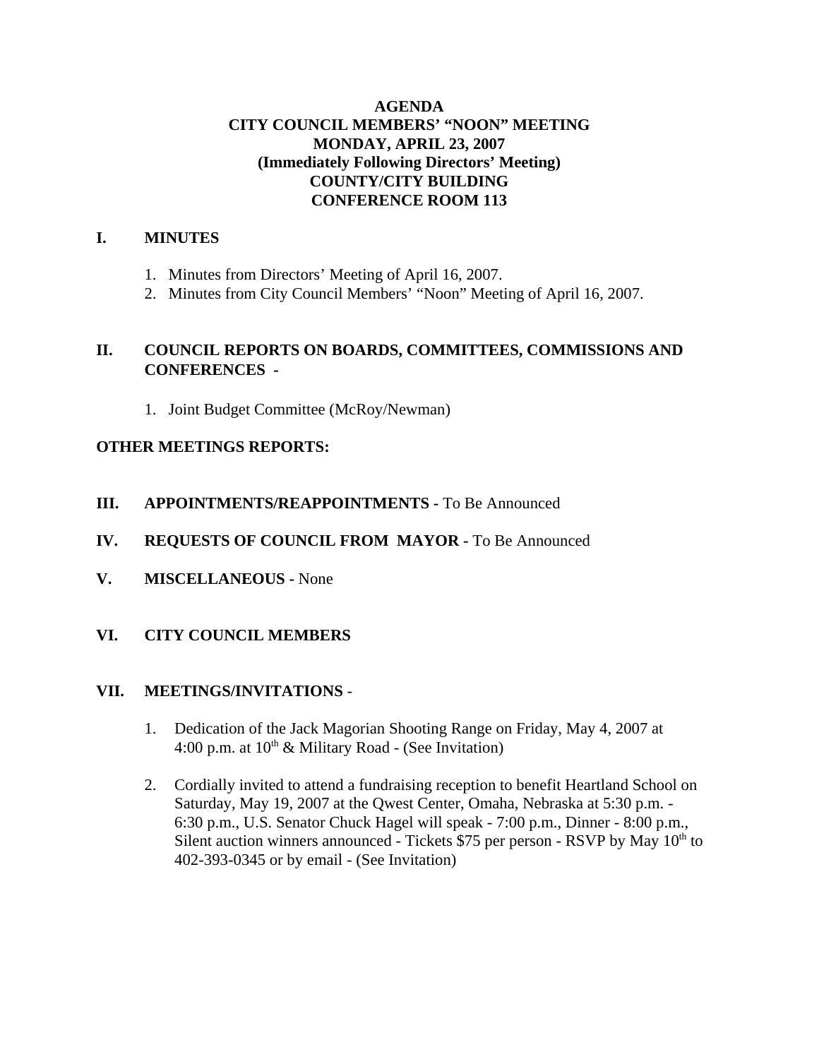# AGENDA
## CITY COUNCIL MEMBERS' "NOON" MEETING
## MONDAY, APRIL 23, 2007
## (Immediately Following Directors' Meeting)
## COUNTY/CITY BUILDING
## CONFERENCE ROOM 113

## I. MINUTES

1. Minutes from Directors' Meeting of April 16, 2007.
2. Minutes from City Council Members' "Noon" Meeting of April 16, 2007.

## II. COUNCIL REPORTS ON BOARDS, COMMITTEES, COMMISSIONS AND CONFERENCES -

1. Joint Budget Committee (McRoy/Newman)

**OTHER MEETINGS REPORTS:**

## III. APPOINTMENTS/REAPPOINTMENTS - To Be Announced

## IV. REQUESTS OF COUNCIL FROM MAYOR - To Be Announced

## V. MISCELLANEOUS - None

## VI. CITY COUNCIL MEMBERS

## VII. MEETINGS/INVITATIONS -

1. Dedication of the Jack Magorian Shooting Range on Friday, May 4, 2007 at 4:00 p.m. at 10th & Military Road - (See Invitation)

2. Cordially invited to attend a fundraising reception to benefit Heartland School on Saturday, May 19, 2007 at the Qwest Center, Omaha, Nebraska at 5:30 p.m. - 6:30 p.m., U.S. Senator Chuck Hagel will speak - 7:00 p.m., Dinner - 8:00 p.m., Silent auction winners announced - Tickets $75 per person - RSVP by May 10th to 402-393-0345 or by email - (See Invitation)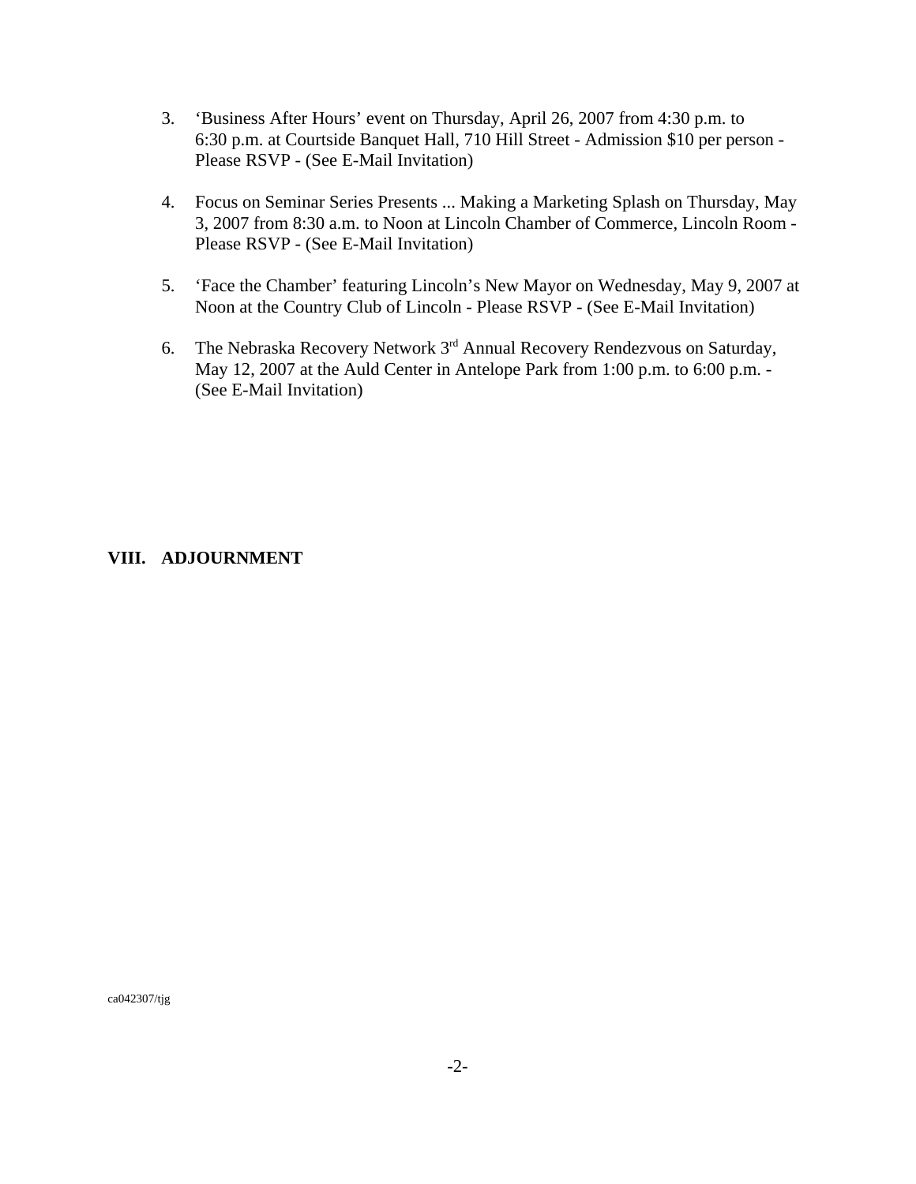3. 'Business After Hours' event on Thursday, April 26, 2007 from 4:30 p.m. to 6:30 p.m. at Courtside Banquet Hall, 710 Hill Street - Admission $10 per person - Please RSVP - (See E-Mail Invitation)

4. Focus on Seminar Series Presents ... Making a Marketing Splash on Thursday, May 3, 2007 from 8:30 a.m. to Noon at Lincoln Chamber of Commerce, Lincoln Room - Please RSVP - (See E-Mail Invitation)

5. 'Face the Chamber' featuring Lincoln's New Mayor on Wednesday, May 9, 2007 at Noon at the Country Club of Lincoln - Please RSVP - (See E-Mail Invitation)

6. The Nebraska Recovery Network 3rd Annual Recovery Rendezvous on Saturday, May 12, 2007 at the Auld Center in Antelope Park from 1:00 p.m. to 6:00 p.m. - (See E-Mail Invitation)

## VIII. ADJOURNMENT

ca042307/tjg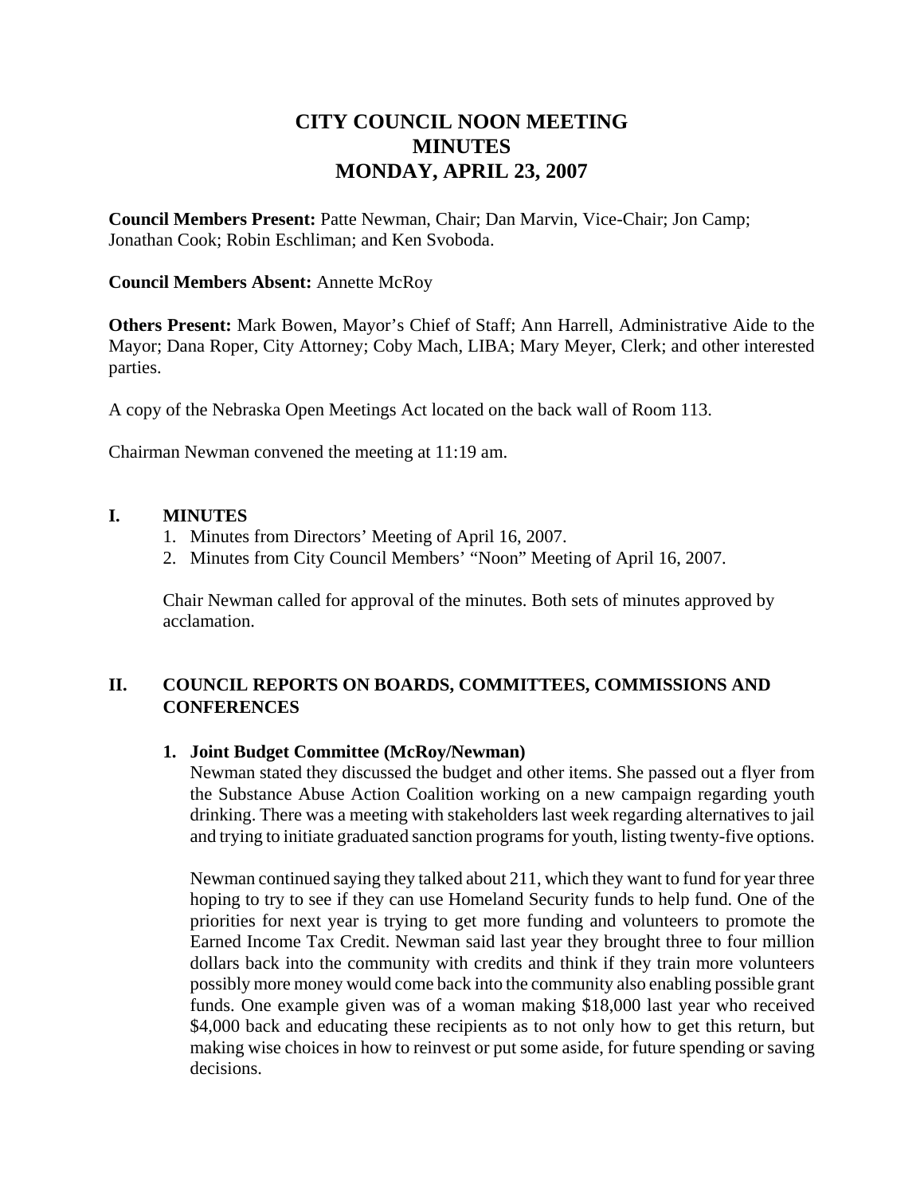# CITY COUNCIL NOON MEETING
# MINUTES
# MONDAY, APRIL 23, 2007

**Council Members Present:** Patte Newman, Chair; Dan Marvin, Vice-Chair; Jon Camp; Jonathan Cook; Robin Eschliman; and Ken Svoboda.

**Council Members Absent:** Annette McRoy

**Others Present:** Mark Bowen, Mayor's Chief of Staff; Ann Harrell, Administrative Aide to the Mayor; Dana Roper, City Attorney; Coby Mach, LIBA; Mary Meyer, Clerk; and other interested parties.

A copy of the Nebraska Open Meetings Act located on the back wall of Room 113.

Chairman Newman convened the meeting at 11:19 am.

## I. MINUTES

1. Minutes from Directors' Meeting of April 16, 2007.
2. Minutes from City Council Members' "Noon" Meeting of April 16, 2007.

Chair Newman called for approval of the minutes. Both sets of minutes approved by acclamation.

## II. COUNCIL REPORTS ON BOARDS, COMMITTEES, COMMISSIONS AND CONFERENCES

### 1. Joint Budget Committee (McRoy/Newman)

Newman stated they discussed the budget and other items. She passed out a flyer from the Substance Abuse Action Coalition working on a new campaign regarding youth drinking. There was a meeting with stakeholders last week regarding alternatives to jail and trying to initiate graduated sanction programs for youth, listing twenty-five options.

Newman continued saying they talked about 211, which they want to fund for year three hoping to try to see if they can use Homeland Security funds to help fund. One of the priorities for next year is trying to get more funding and volunteers to promote the Earned Income Tax Credit. Newman said last year they brought three to four million dollars back into the community with credits and think if they train more volunteers possibly more money would come back into the community also enabling possible grant funds. One example given was of a woman making $18,000 last year who received $4,000 back and educating these recipients as to not only how to get this return, but making wise choices in how to reinvest or put some aside, for future spending or saving decisions.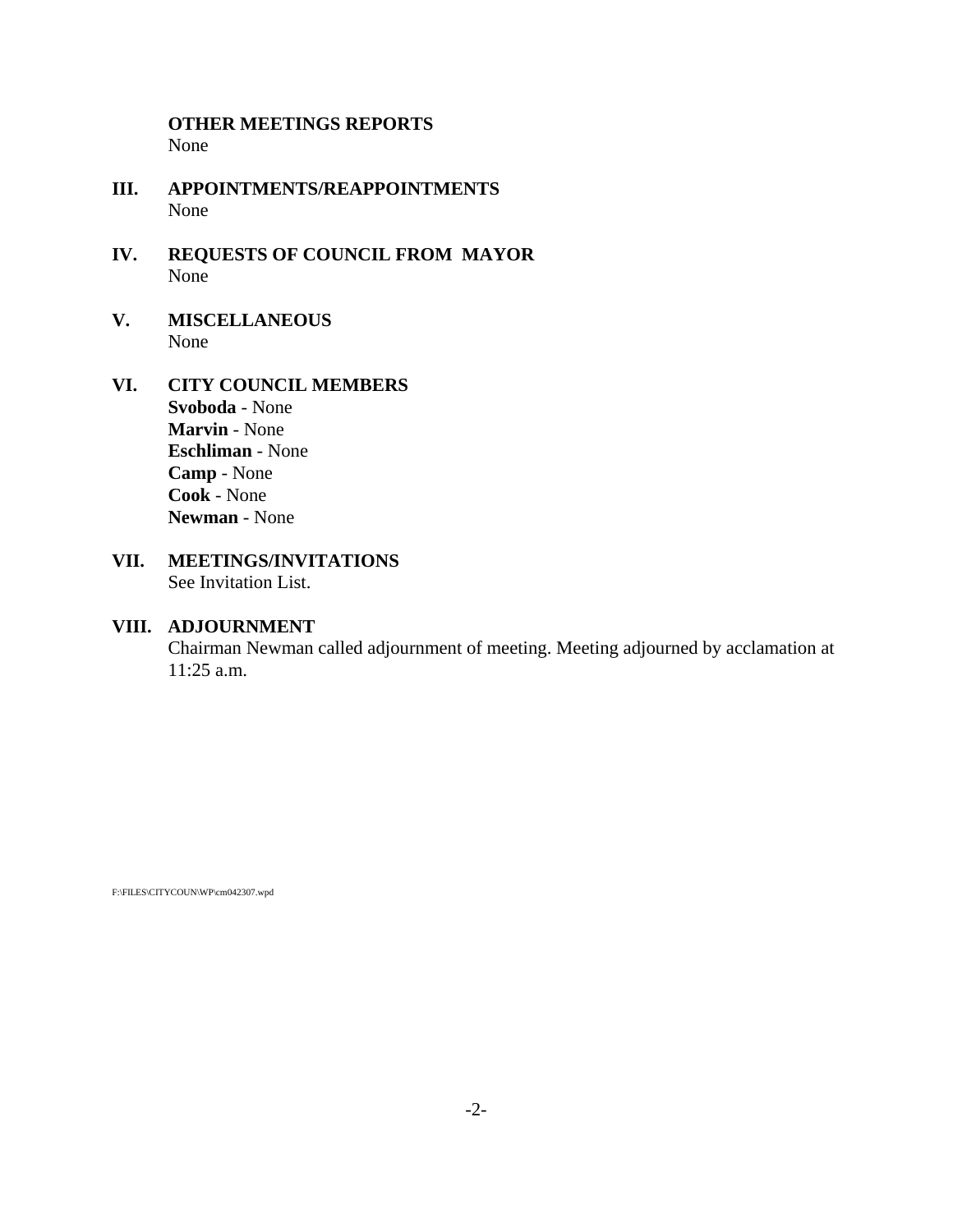**OTHER MEETINGS REPORTS**
None

## III. APPOINTMENTS/REAPPOINTMENTS
None

## IV. REQUESTS OF COUNCIL FROM MAYOR
None

## V. MISCELLANEOUS
None

## VI. CITY COUNCIL MEMBERS
**Svoboda** - None
**Marvin** - None
**Eschliman** - None
**Camp** - None
**Cook** - None
**Newman** - None

## VII. MEETINGS/INVITATIONS
See Invitation List.

## VIII. ADJOURNMENT
Chairman Newman called adjournment of meeting. Meeting adjourned by acclamation at 11:25 a.m.

F:\FILES\CITYCOUN\WP\cm042307.wpd